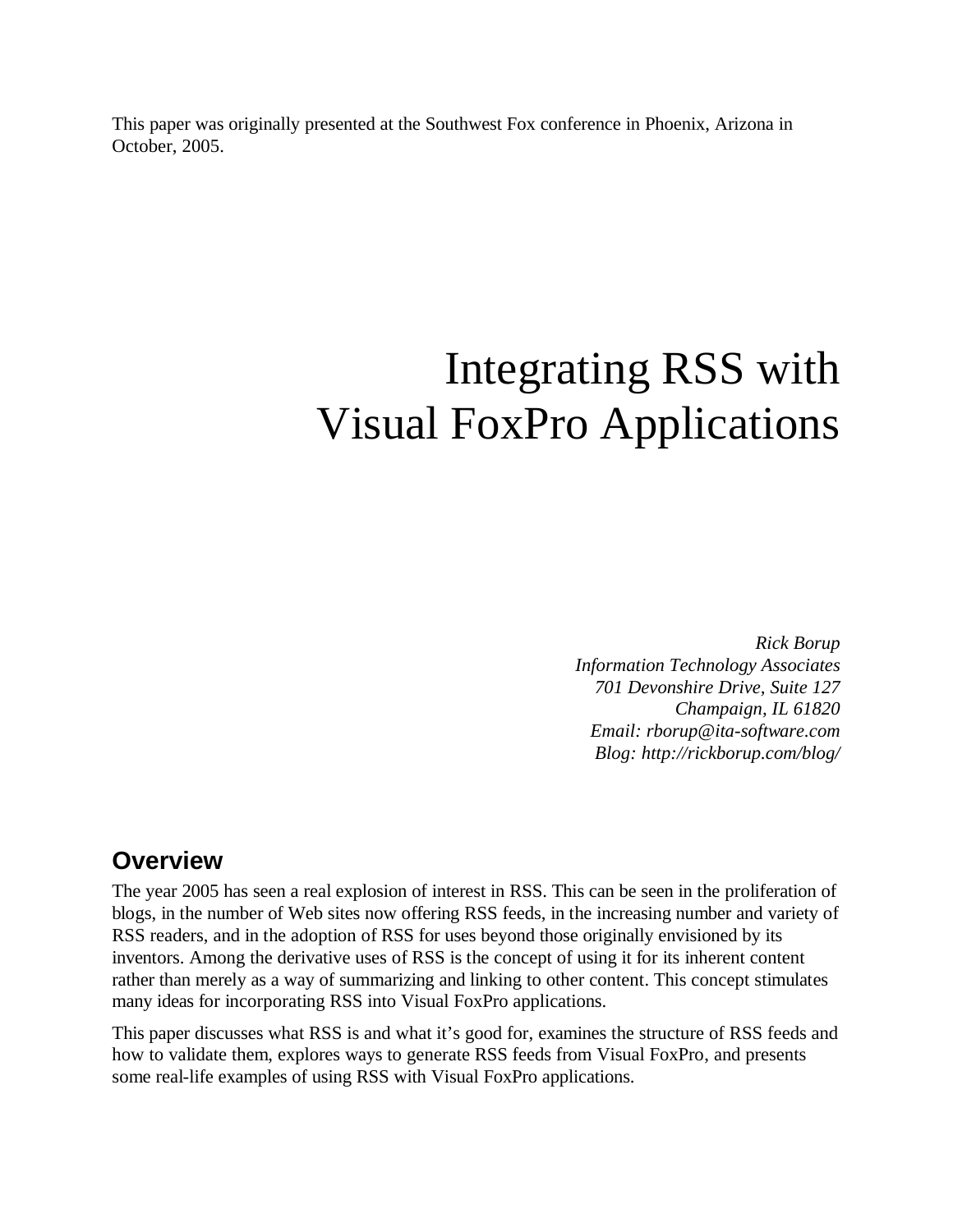This paper was originally presented at the Southwest Fox conference in Phoenix, Arizona in October, 2005.

# Integrating RSS with Visual FoxPro Applications

*Rick Borup*
*Information Technology Associates*
*701 Devonshire Drive, Suite 127*
*Champaign, IL 61820*
*Email: rborup@ita-software.com*
*Blog: http://rickborup.com/blog/*

## Overview

The year 2005 has seen a real explosion of interest in RSS. This can be seen in the proliferation of blogs, in the number of Web sites now offering RSS feeds, in the increasing number and variety of RSS readers, and in the adoption of RSS for uses beyond those originally envisioned by its inventors. Among the derivative uses of RSS is the concept of using it for its inherent content rather than merely as a way of summarizing and linking to other content. This concept stimulates many ideas for incorporating RSS into Visual FoxPro applications.

This paper discusses what RSS is and what it's good for, examines the structure of RSS feeds and how to validate them, explores ways to generate RSS feeds from Visual FoxPro, and presents some real-life examples of using RSS with Visual FoxPro applications.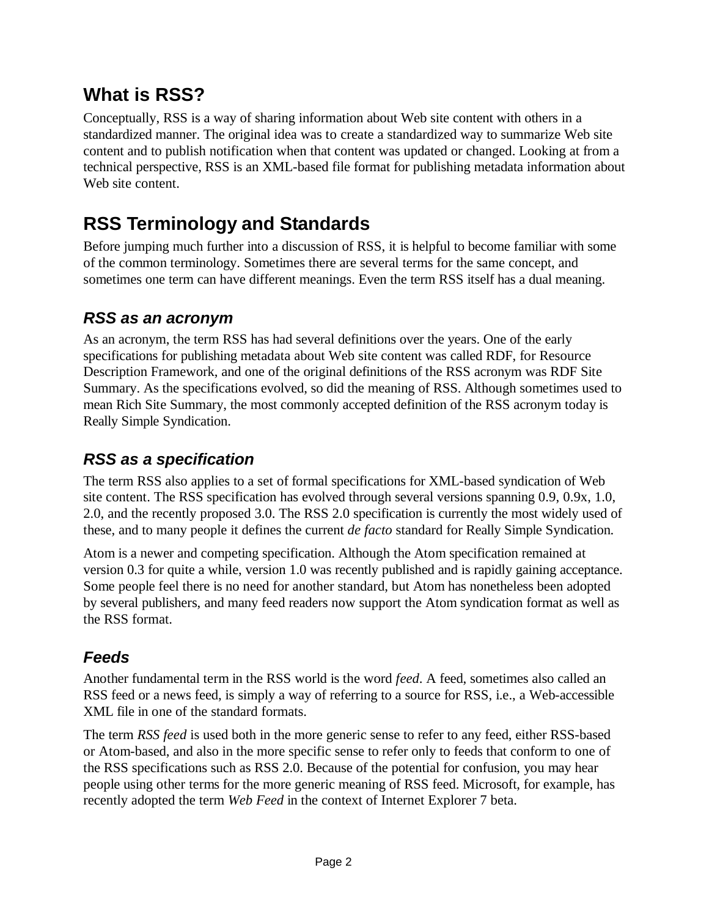## What is RSS?

Conceptually, RSS is a way of sharing information about Web site content with others in a standardized manner. The original idea was to create a standardized way to summarize Web site content and to publish notification when that content was updated or changed. Looking at from a technical perspective, RSS is an XML-based file format for publishing metadata information about Web site content.

## RSS Terminology and Standards

Before jumping much further into a discussion of RSS, it is helpful to become familiar with some of the common terminology. Sometimes there are several terms for the same concept, and sometimes one term can have different meanings. Even the term RSS itself has a dual meaning.

### *RSS as an acronym*

As an acronym, the term RSS has had several definitions over the years. One of the early specifications for publishing metadata about Web site content was called RDF, for Resource Description Framework, and one of the original definitions of the RSS acronym was RDF Site Summary. As the specifications evolved, so did the meaning of RSS. Although sometimes used to mean Rich Site Summary, the most commonly accepted definition of the RSS acronym today is Really Simple Syndication.

### *RSS as a specification*

The term RSS also applies to a set of formal specifications for XML-based syndication of Web site content. The RSS specification has evolved through several versions spanning 0.9, 0.9x, 1.0, 2.0, and the recently proposed 3.0. The RSS 2.0 specification is currently the most widely used of these, and to many people it defines the current *de facto* standard for Really Simple Syndication.

Atom is a newer and competing specification. Although the Atom specification remained at version 0.3 for quite a while, version 1.0 was recently published and is rapidly gaining acceptance. Some people feel there is no need for another standard, but Atom has nonetheless been adopted by several publishers, and many feed readers now support the Atom syndication format as well as the RSS format.

### *Feeds*

Another fundamental term in the RSS world is the word *feed*. A feed, sometimes also called an RSS feed or a news feed, is simply a way of referring to a source for RSS, i.e., a Web-accessible XML file in one of the standard formats.

The term *RSS feed* is used both in the more generic sense to refer to any feed, either RSS-based or Atom-based, and also in the more specific sense to refer only to feeds that conform to one of the RSS specifications such as RSS 2.0. Because of the potential for confusion, you may hear people using other terms for the more generic meaning of RSS feed. Microsoft, for example, has recently adopted the term *Web Feed* in the context of Internet Explorer 7 beta.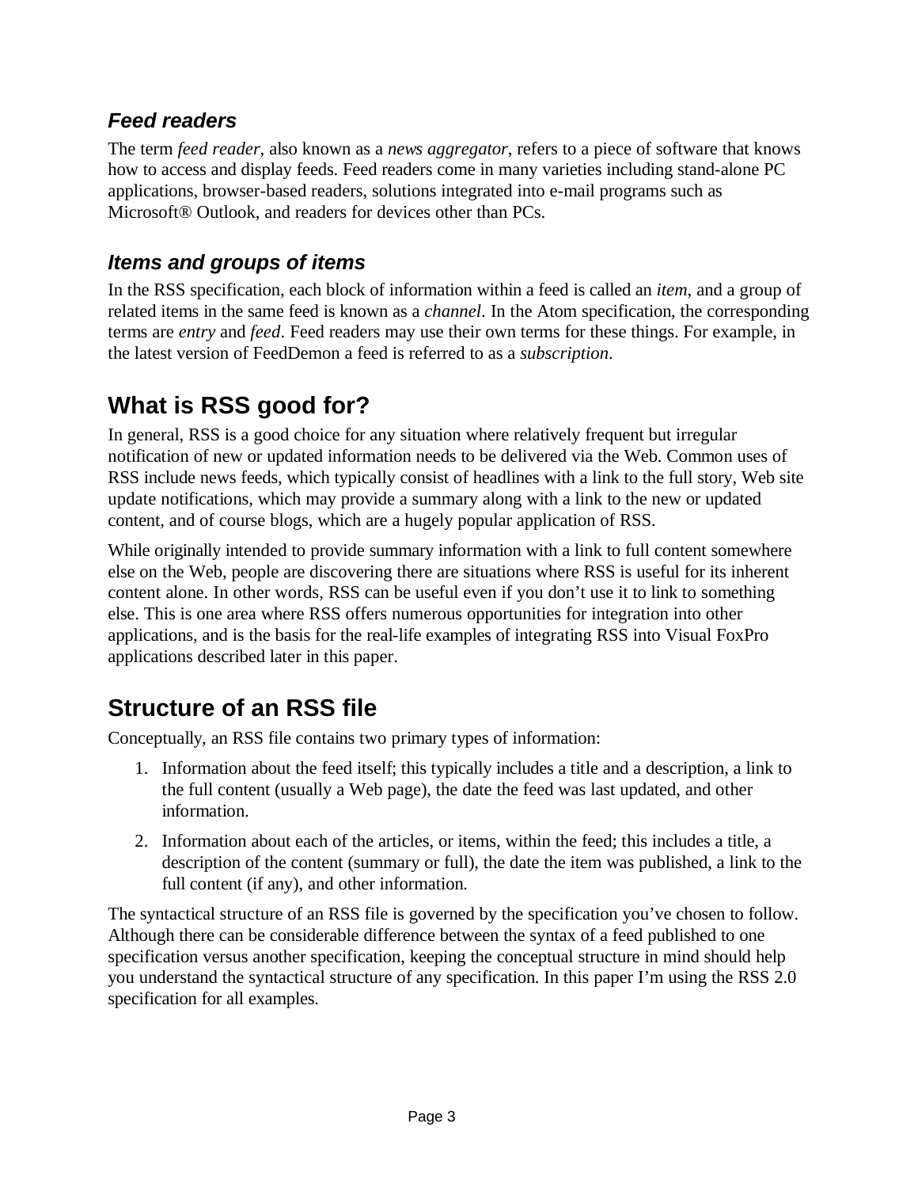### *Feed readers*

The term *feed reader*, also known as a *news aggregator*, refers to a piece of software that knows how to access and display feeds. Feed readers come in many varieties including stand-alone PC applications, browser-based readers, solutions integrated into e-mail programs such as Microsoft® Outlook, and readers for devices other than PCs.

### *Items and groups of items*

In the RSS specification, each block of information within a feed is called an *item*, and a group of related items in the same feed is known as a *channel*. In the Atom specification, the corresponding terms are *entry* and *feed*. Feed readers may use their own terms for these things. For example, in the latest version of FeedDemon a feed is referred to as a *subscription*.

## What is RSS good for?

In general, RSS is a good choice for any situation where relatively frequent but irregular notification of new or updated information needs to be delivered via the Web. Common uses of RSS include news feeds, which typically consist of headlines with a link to the full story, Web site update notifications, which may provide a summary along with a link to the new or updated content, and of course blogs, which are a hugely popular application of RSS.

While originally intended to provide summary information with a link to full content somewhere else on the Web, people are discovering there are situations where RSS is useful for its inherent content alone. In other words, RSS can be useful even if you don't use it to link to something else. This is one area where RSS offers numerous opportunities for integration into other applications, and is the basis for the real-life examples of integrating RSS into Visual FoxPro applications described later in this paper.

## Structure of an RSS file

Conceptually, an RSS file contains two primary types of information:

1. Information about the feed itself; this typically includes a title and a description, a link to the full content (usually a Web page), the date the feed was last updated, and other information.
2. Information about each of the articles, or items, within the feed; this includes a title, a description of the content (summary or full), the date the item was published, a link to the full content (if any), and other information.

The syntactical structure of an RSS file is governed by the specification you've chosen to follow. Although there can be considerable difference between the syntax of a feed published to one specification versus another specification, keeping the conceptual structure in mind should help you understand the syntactical structure of any specification. In this paper I'm using the RSS 2.0 specification for all examples.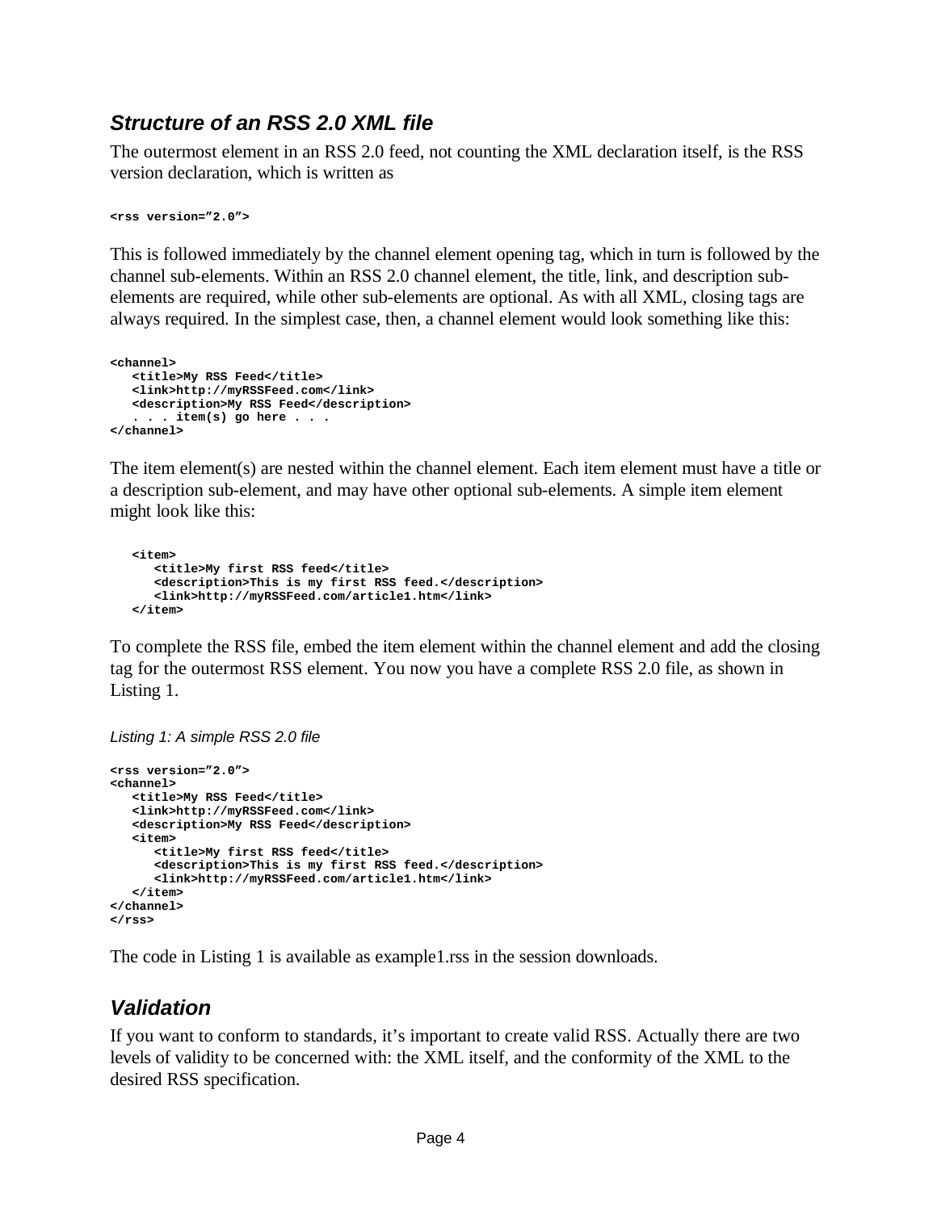### *Structure of an RSS 2.0 XML file*

The outermost element in an RSS 2.0 feed, not counting the XML declaration itself, is the RSS version declaration, which is written as

```
<rss version="2.0">
```

This is followed immediately by the channel element opening tag, which in turn is followed by the channel sub-elements. Within an RSS 2.0 channel element, the title, link, and description sub-elements are required, while other sub-elements are optional. As with all XML, closing tags are always required. In the simplest case, then, a channel element would look something like this:

```
<channel>
   <title>My RSS Feed</title>
   <link>http://myRSSFeed.com</link>
   <description>My RSS Feed</description>
   . . . item(s) go here . . .
</channel>
```

The item element(s) are nested within the channel element. Each item element must have a title or a description sub-element, and may have other optional sub-elements. A simple item element might look like this:

```
   <item>
      <title>My first RSS feed</title>
      <description>This is my first RSS feed.</description>
      <link>http://myRSSFeed.com/article1.htm</link>
   </item>
```

To complete the RSS file, embed the item element within the channel element and add the closing tag for the outermost RSS element. You now you have a complete RSS 2.0 file, as shown in Listing 1.

*Listing 1: A simple RSS 2.0 file*

```
<rss version="2.0">
<channel>
   <title>My RSS Feed</title>
   <link>http://myRSSFeed.com</link>
   <description>My RSS Feed</description>
   <item>
      <title>My first RSS feed</title>
      <description>This is my first RSS feed.</description>
      <link>http://myRSSFeed.com/article1.htm</link>
   </item>
</channel>
</rss>
```

The code in Listing 1 is available as example1.rss in the session downloads.

### *Validation*

If you want to conform to standards, it's important to create valid RSS. Actually there are two levels of validity to be concerned with: the XML itself, and the conformity of the XML to the desired RSS specification.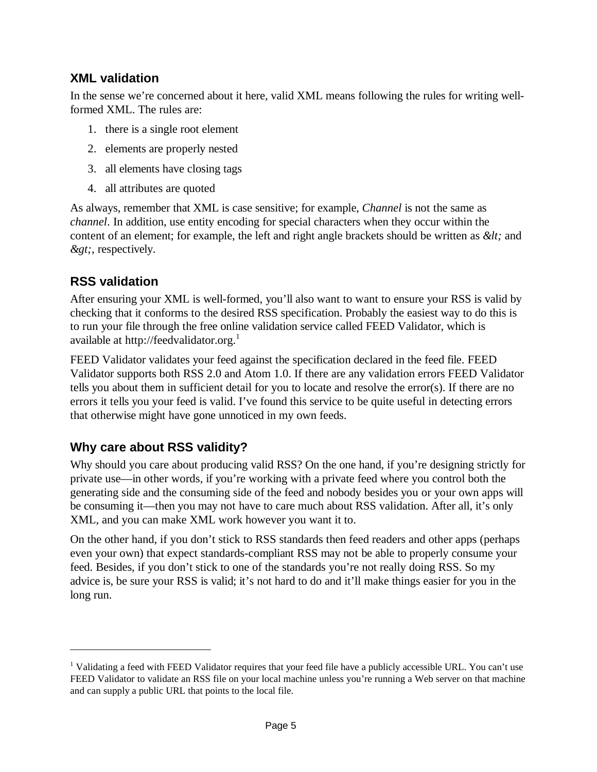## XML validation

In the sense we're concerned about it here, valid XML means following the rules for writing well-formed XML. The rules are:

1. there is a single root element
2. elements are properly nested
3. all elements have closing tags
4. all attributes are quoted

As always, remember that XML is case sensitive; for example, *Channel* is not the same as *channel*. In addition, use entity encoding for special characters when they occur within the content of an element; for example, the left and right angle brackets should be written as *&lt;* and *&gt;*, respectively.

## RSS validation

After ensuring your XML is well-formed, you'll also want to want to ensure your RSS is valid by checking that it conforms to the desired RSS specification. Probably the easiest way to do this is to run your file through the free online validation service called FEED Validator, which is available at http://feedvalidator.org.[1]

FEED Validator validates your feed against the specification declared in the feed file. FEED Validator supports both RSS 2.0 and Atom 1.0. If there are any validation errors FEED Validator tells you about them in sufficient detail for you to locate and resolve the error(s). If there are no errors it tells you your feed is valid. I've found this service to be quite useful in detecting errors that otherwise might have gone unnoticed in my own feeds.

## Why care about RSS validity?

Why should you care about producing valid RSS? On the one hand, if you're designing strictly for private use—in other words, if you're working with a private feed where you control both the generating side and the consuming side of the feed and nobody besides you or your own apps will be consuming it—then you may not have to care much about RSS validation. After all, it's only XML, and you can make XML work however you want it to.

On the other hand, if you don't stick to RSS standards then feed readers and other apps (perhaps even your own) that expect standards-compliant RSS may not be able to properly consume your feed. Besides, if you don't stick to one of the standards you're not really doing RSS. So my advice is, be sure your RSS is valid; it's not hard to do and it'll make things easier for you in the long run.

---

[1] Validating a feed with FEED Validator requires that your feed file have a publicly accessible URL. You can't use FEED Validator to validate an RSS file on your local machine unless you're running a Web server on that machine and can supply a public URL that points to the local file.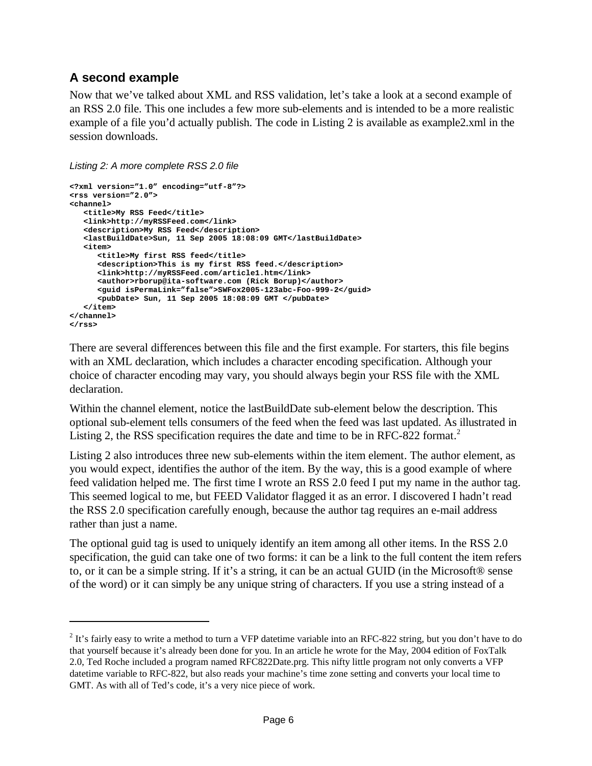## A second example

Now that we've talked about XML and RSS validation, let's take a look at a second example of an RSS 2.0 file. This one includes a few more sub-elements and is intended to be a more realistic example of a file you'd actually publish. The code in Listing 2 is available as example2.xml in the session downloads.

*Listing 2: A more complete RSS 2.0 file*

```
<?xml version="1.0" encoding="utf-8"?>
<rss version="2.0">
<channel>
   <title>My RSS Feed</title>
   <link>http://myRSSFeed.com</link>
   <description>My RSS Feed</description>
   <lastBuildDate>Sun, 11 Sep 2005 18:08:09 GMT</lastBuildDate>
   <item>
      <title>My first RSS feed</title>
      <description>This is my first RSS feed.</description>
      <link>http://myRSSFeed.com/article1.htm</link>
      <author>rborup@ita-software.com (Rick Borup)</author>
      <guid isPermaLink="false">SWFox2005-123abc-Foo-999-2</guid>
      <pubDate> Sun, 11 Sep 2005 18:08:09 GMT </pubDate>
   </item>
</channel>
</rss>
```

There are several differences between this file and the first example. For starters, this file begins with an XML declaration, which includes a character encoding specification. Although your choice of character encoding may vary, you should always begin your RSS file with the XML declaration.

Within the channel element, notice the lastBuildDate sub-element below the description. This optional sub-element tells consumers of the feed when the feed was last updated. As illustrated in Listing 2, the RSS specification requires the date and time to be in RFC-822 format.[2]

Listing 2 also introduces three new sub-elements within the item element. The author element, as you would expect, identifies the author of the item. By the way, this is a good example of where feed validation helped me. The first time I wrote an RSS 2.0 feed I put my name in the author tag. This seemed logical to me, but FEED Validator flagged it as an error. I discovered I hadn't read the RSS 2.0 specification carefully enough, because the author tag requires an e-mail address rather than just a name.

The optional guid tag is used to uniquely identify an item among all other items. In the RSS 2.0 specification, the guid can take one of two forms: it can be a link to the full content the item refers to, or it can be a simple string. If it's a string, it can be an actual GUID (in the Microsoft® sense of the word) or it can simply be any unique string of characters. If you use a string instead of a

---

[2] It's fairly easy to write a method to turn a VFP datetime variable into an RFC-822 string, but you don't have to do that yourself because it's already been done for you. In an article he wrote for the May, 2004 edition of FoxTalk 2.0, Ted Roche included a program named RFC822Date.prg. This nifty little program not only converts a VFP datetime variable to RFC-822, but also reads your machine's time zone setting and converts your local time to GMT. As with all of Ted's code, it's a very nice piece of work.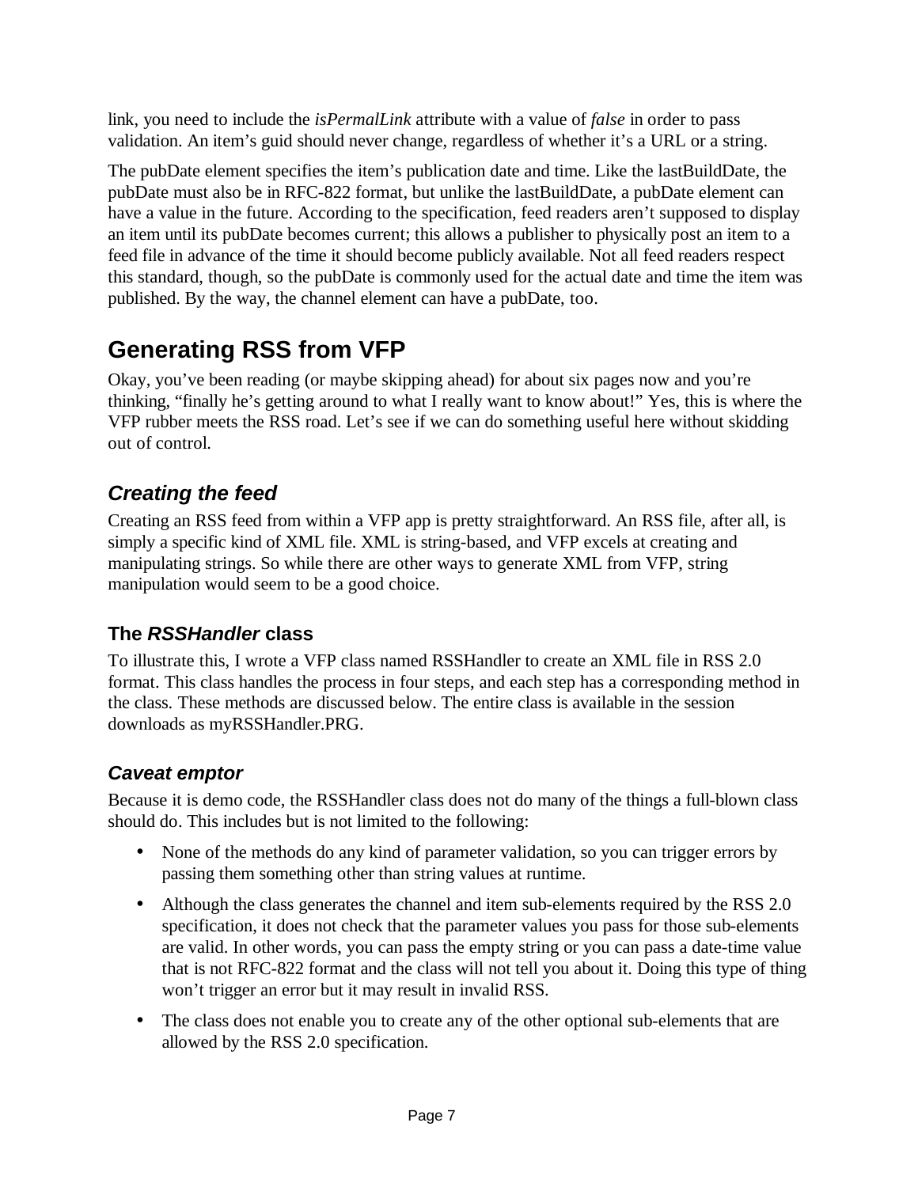link, you need to include the *isPermalLink* attribute with a value of *false* in order to pass validation. An item's guid should never change, regardless of whether it's a URL or a string.

The pubDate element specifies the item's publication date and time. Like the lastBuildDate, the pubDate must also be in RFC-822 format, but unlike the lastBuildDate, a pubDate element can have a value in the future. According to the specification, feed readers aren't supposed to display an item until its pubDate becomes current; this allows a publisher to physically post an item to a feed file in advance of the time it should become publicly available. Not all feed readers respect this standard, though, so the pubDate is commonly used for the actual date and time the item was published. By the way, the channel element can have a pubDate, too.

# Generating RSS from VFP

Okay, you've been reading (or maybe skipping ahead) for about six pages now and you're thinking, "finally he's getting around to what I really want to know about!" Yes, this is where the VFP rubber meets the RSS road. Let's see if we can do something useful here without skidding out of control.

## *Creating the feed*

Creating an RSS feed from within a VFP app is pretty straightforward. An RSS file, after all, is simply a specific kind of XML file. XML is string-based, and VFP excels at creating and manipulating strings. So while there are other ways to generate XML from VFP, string manipulation would seem to be a good choice.

### The *RSSHandler* class

To illustrate this, I wrote a VFP class named RSSHandler to create an XML file in RSS 2.0 format. This class handles the process in four steps, and each step has a corresponding method in the class. These methods are discussed below. The entire class is available in the session downloads as myRSSHandler.PRG.

## *Caveat emptor*

Because it is demo code, the RSSHandler class does not do many of the things a full-blown class should do. This includes but is not limited to the following:

- None of the methods do any kind of parameter validation, so you can trigger errors by passing them something other than string values at runtime.
- Although the class generates the channel and item sub-elements required by the RSS 2.0 specification, it does not check that the parameter values you pass for those sub-elements are valid. In other words, you can pass the empty string or you can pass a date-time value that is not RFC-822 format and the class will not tell you about it. Doing this type of thing won't trigger an error but it may result in invalid RSS.
- The class does not enable you to create any of the other optional sub-elements that are allowed by the RSS 2.0 specification.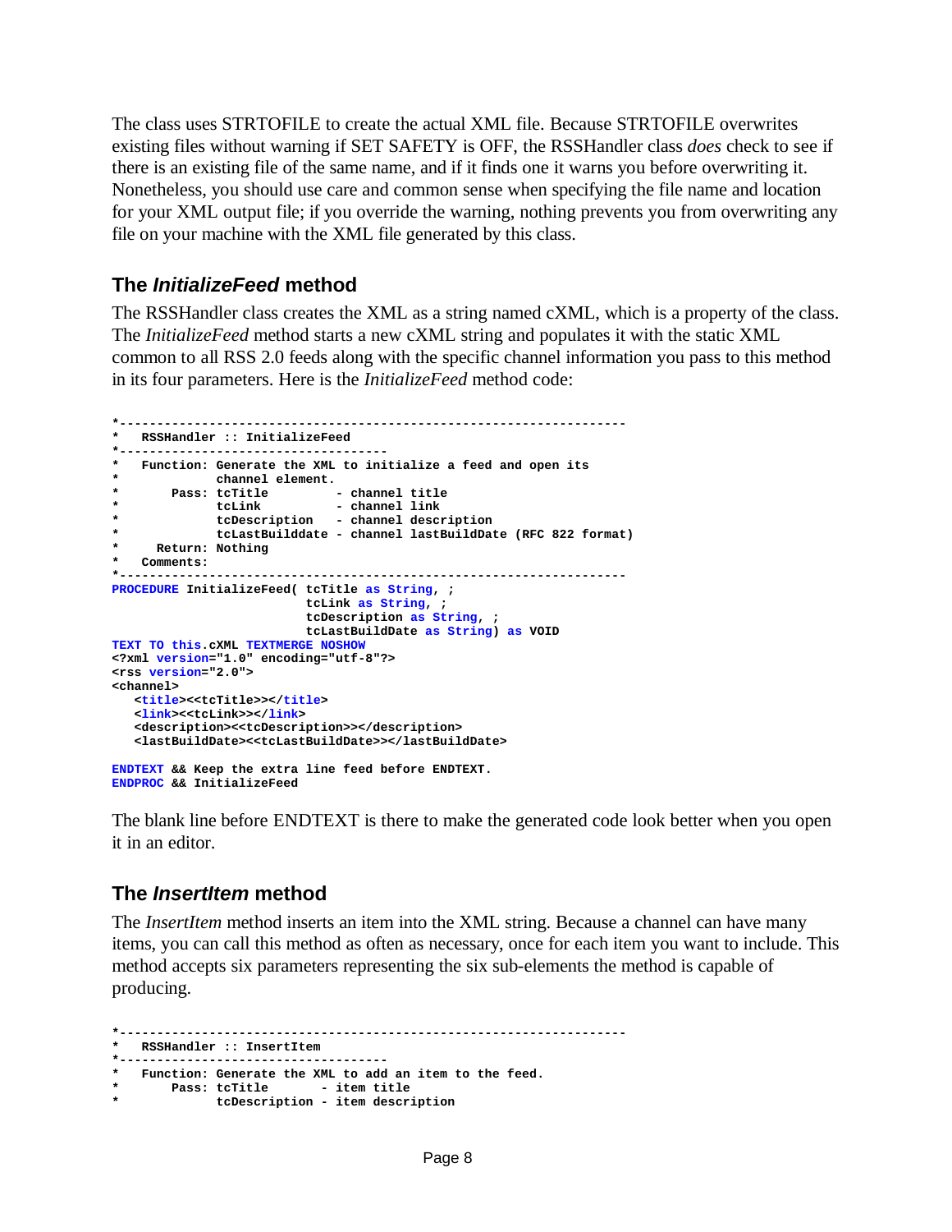The class uses STRTOFILE to create the actual XML file. Because STRTOFILE overwrites existing files without warning if SET SAFETY is OFF, the RSSHandler class *does* check to see if there is an existing file of the same name, and if it finds one it warns you before overwriting it. Nonetheless, you should use care and common sense when specifying the file name and location for your XML output file; if you override the warning, nothing prevents you from overwriting any file on your machine with the XML file generated by this class.

## The *InitializeFeed* method

The RSSHandler class creates the XML as a string named cXML, which is a property of the class. The *InitializeFeed* method starts a new cXML string and populates it with the static XML common to all RSS 2.0 feeds along with the specific channel information you pass to this method in its four parameters. Here is the *InitializeFeed* method code:

```
*--------------------------------------------------------------------
*   RSSHandler :: InitializeFeed
*-----------------------------------
*   Function: Generate the XML to initialize a feed and open its
*             channel element.
*       Pass: tcTitle         - channel title
*             tcLink          - channel link
*             tcDescription   - channel description
*             tcLastBuilddate - channel lastBuildDate (RFC 822 format)
*     Return: Nothing
*   Comments:
*--------------------------------------------------------------------
PROCEDURE InitializeFeed( tcTitle as String, ;
                          tcLink as String, ;
                          tcDescription as String, ;
                          tcLastBuildDate as String) as VOID
TEXT TO this.cXML TEXTMERGE NOSHOW
<?xml version="1.0" encoding="utf-8"?>
<rss version="2.0">
<channel>
   <title><<tcTitle>></title>
   <link><<tcLink>></link>
   <description><<tcDescription>></description>
   <lastBuildDate><<tcLastBuildDate>></lastBuildDate>

ENDTEXT && Keep the extra line feed before ENDTEXT.
ENDPROC && InitializeFeed
```

The blank line before ENDTEXT is there to make the generated code look better when you open it in an editor.

## The *InsertItem* method

The *InsertItem* method inserts an item into the XML string. Because a channel can have many items, you can call this method as often as necessary, once for each item you want to include. This method accepts six parameters representing the six sub-elements the method is capable of producing.

```
*--------------------------------------------------------------------
*   RSSHandler :: InsertItem
*-----------------------------------
*   Function: Generate the XML to add an item to the feed.
*       Pass: tcTitle       - item title
*             tcDescription - item description
```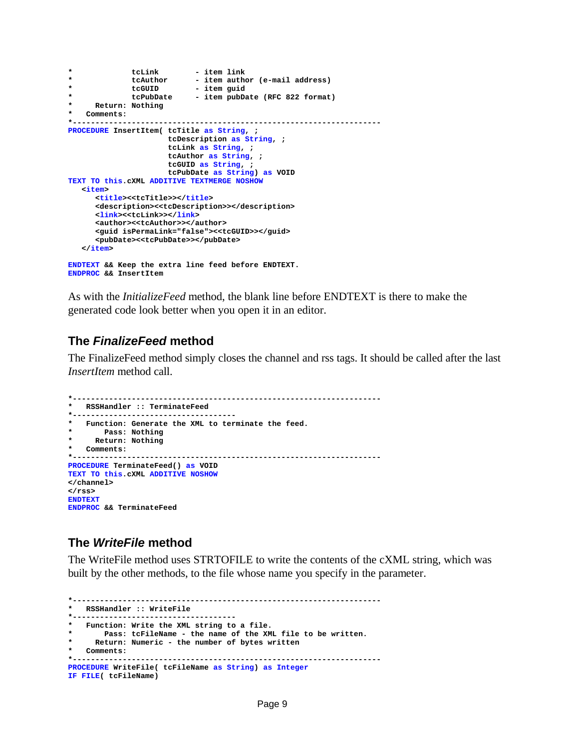```
*             tcLink        - item link
*             tcAuthor      - item author (e-mail address)
*             tcGUID        - item guid
*             tcPubDate     - item pubDate (RFC 822 format)
*     Return: Nothing
*   Comments:
*-------------------------------------------------------------------
PROCEDURE InsertItem( tcTitle as String, ;
                      tcDescription as String, ;
                      tcLink as String, ;
                      tcAuthor as String, ;
                      tcGUID as String, ;
                      tcPubDate as String) as VOID
TEXT TO this.cXML ADDITIVE TEXTMERGE NOSHOW
   <item>
      <title><<tcTitle>></title>
      <description><<tcDescription>></description>
      <link><<tcLink>></link>
      <author><<tcAuthor>></author>
      <guid isPermaLink="false"><<tcGUID>></guid>
      <pubDate><<tcPubDate>></pubDate>
   </item>

ENDTEXT && Keep the extra line feed before ENDTEXT.
ENDPROC && InsertItem
```

As with the *InitializeFeed* method, the blank line before ENDTEXT is there to make the generated code look better when you open it in an editor.

## The *FinalizeFeed* method

The FinalizeFeed method simply closes the channel and rss tags. It should be called after the last *InsertItem* method call.

```
*-------------------------------------------------------------------
*   RSSHandler :: TerminateFeed
*-----------------------------------
*   Function: Generate the XML to terminate the feed.
*       Pass: Nothing
*     Return: Nothing
*   Comments:
*-------------------------------------------------------------------
PROCEDURE TerminateFeed() as VOID
TEXT TO this.cXML ADDITIVE NOSHOW
</channel>
</rss>
ENDTEXT
ENDPROC && TerminateFeed
```

## The *WriteFile* method

The WriteFile method uses STRTOFILE to write the contents of the cXML string, which was built by the other methods, to the file whose name you specify in the parameter.

```
*-------------------------------------------------------------------
*   RSSHandler :: WriteFile
*-----------------------------------
*   Function: Write the XML string to a file.
*       Pass: tcFileName - the name of the XML file to be written.
*     Return: Numeric - the number of bytes written
*   Comments:
*-------------------------------------------------------------------
PROCEDURE WriteFile( tcFileName as String) as Integer
IF FILE( tcFileName)
```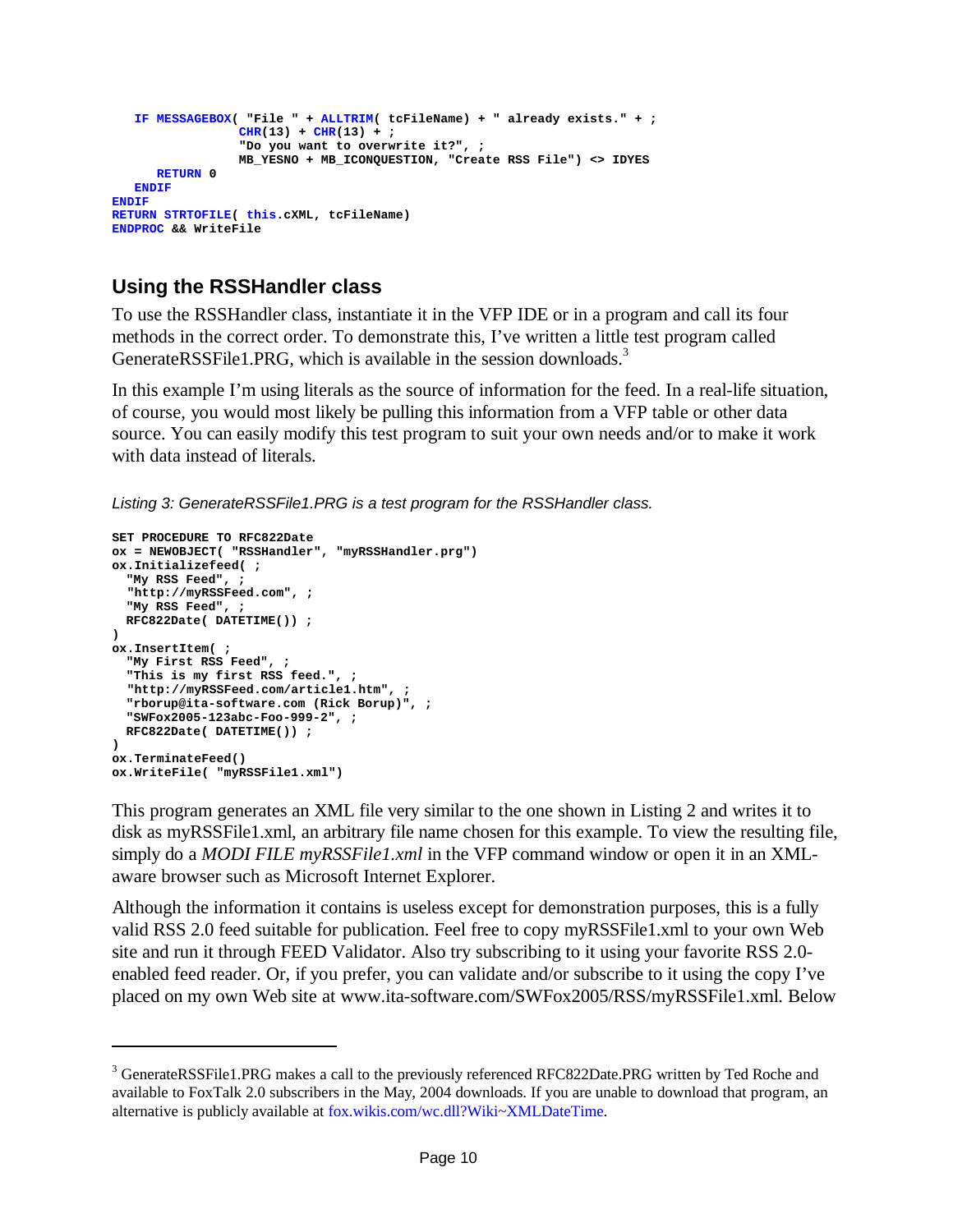```
    IF MESSAGEBOX( "File " + ALLTRIM( tcFileName) + " already exists." + ;
                  CHR(13) + CHR(13) + ;
                  "Do you want to overwrite it?", ;
                  MB_YESNO + MB_ICONQUESTION, "Create RSS File") <> IDYES
       RETURN 0
    ENDIF
ENDIF
RETURN STRTOFILE( this.cXML, tcFileName)
ENDPROC && WriteFile
```

## Using the RSSHandler class

To use the RSSHandler class, instantiate it in the VFP IDE or in a program and call its four methods in the correct order. To demonstrate this, I've written a little test program called GenerateRSSFile1.PRG, which is available in the session downloads.[3]

In this example I'm using literals as the source of information for the feed. In a real-life situation, of course, you would most likely be pulling this information from a VFP table or other data source. You can easily modify this test program to suit your own needs and/or to make it work with data instead of literals.

*Listing 3: GenerateRSSFile1.PRG is a test program for the RSSHandler class.*

```
SET PROCEDURE TO RFC822Date
ox = NEWOBJECT( "RSSHandler", "myRSSHandler.prg")
ox.Initializefeed( ;
  "My RSS Feed", ;
  "http://myRSSFeed.com", ;
  "My RSS Feed", ;
  RFC822Date( DATETIME()) ;
)
ox.InsertItem( ;
  "My First RSS Feed", ;
  "This is my first RSS feed.", ;
  "http://myRSSFeed.com/article1.htm", ;
  "rborup@ita-software.com (Rick Borup)", ;
  "SWFox2005-123abc-Foo-999-2", ;
  RFC822Date( DATETIME()) ;
)
ox.TerminateFeed()
ox.WriteFile( "myRSSFile1.xml")
```

This program generates an XML file very similar to the one shown in Listing 2 and writes it to disk as myRSSFile1.xml, an arbitrary file name chosen for this example. To view the resulting file, simply do a *MODI FILE myRSSFile1.xml* in the VFP command window or open it in an XML-aware browser such as Microsoft Internet Explorer.

Although the information it contains is useless except for demonstration purposes, this is a fully valid RSS 2.0 feed suitable for publication. Feel free to copy myRSSFile1.xml to your own Web site and run it through FEED Validator. Also try subscribing to it using your favorite RSS 2.0-enabled feed reader. Or, if you prefer, you can validate and/or subscribe to it using the copy I've placed on my own Web site at www.ita-software.com/SWFox2005/RSS/myRSSFile1.xml. Below

---

[3] GenerateRSSFile1.PRG makes a call to the previously referenced RFC822Date.PRG written by Ted Roche and available to FoxTalk 2.0 subscribers in the May, 2004 downloads. If you are unable to download that program, an alternative is publicly available at fox.wikis.com/wc.dll?Wiki~XMLDateTime.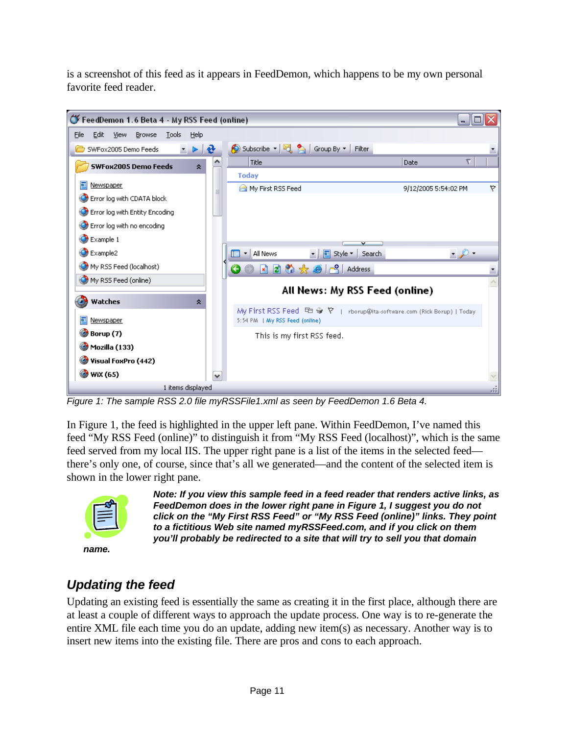is a screenshot of this feed as it appears in FeedDemon, which happens to be my own personal favorite feed reader.

*Figure 1: The sample RSS 2.0 file myRSSFile1.xml as seen by FeedDemon 1.6 Beta 4.*

In Figure 1, the feed is highlighted in the upper left pane. Within FeedDemon, I've named this feed "My RSS Feed (online)" to distinguish it from "My RSS Feed (localhost)", which is the same feed served from my local IIS. The upper right pane is a list of the items in the selected feed—there's only one, of course, since that's all we generated—and the content of the selected item is shown in the lower right pane.

***Note: If you view this sample feed in a feed reader that renders active links, as FeedDemon does in the lower right pane in Figure 1, I suggest you do not click on the "My First RSS Feed" or "My RSS Feed (online)" links. They point to a fictitious Web site named myRSSFeed.com, and if you click on them you'll probably be redirected to a site that will try to sell you that domain name.***

## Updating the feed

Updating an existing feed is essentially the same as creating it in the first place, although there are at least a couple of different ways to approach the update process. One way is to re-generate the entire XML file each time you do an update, adding new item(s) as necessary. Another way is to insert new items into the existing file. There are pros and cons to each approach.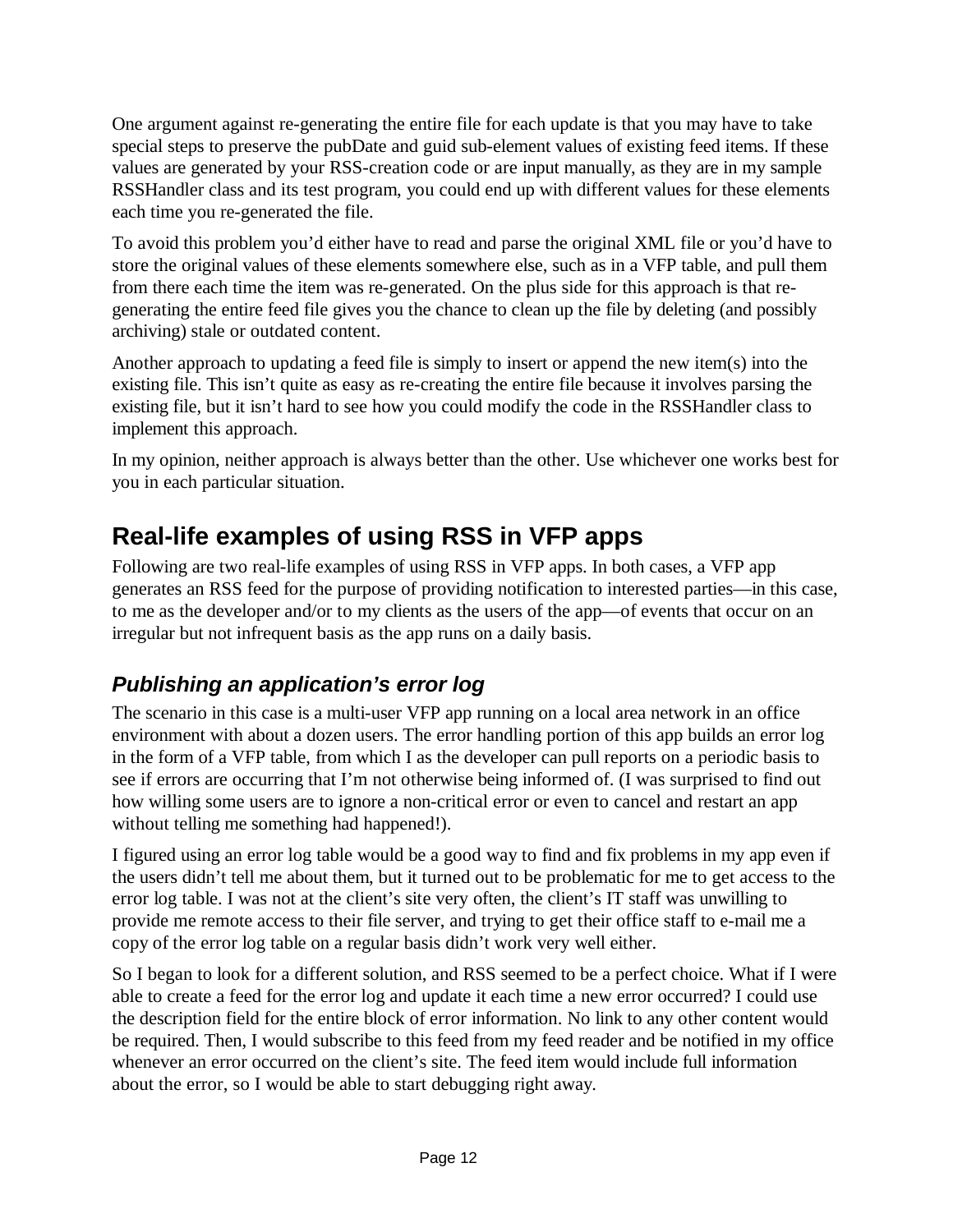One argument against re-generating the entire file for each update is that you may have to take special steps to preserve the pubDate and guid sub-element values of existing feed items. If these values are generated by your RSS-creation code or are input manually, as they are in my sample RSSHandler class and its test program, you could end up with different values for these elements each time you re-generated the file.

To avoid this problem you'd either have to read and parse the original XML file or you'd have to store the original values of these elements somewhere else, such as in a VFP table, and pull them from there each time the item was re-generated. On the plus side for this approach is that re-generating the entire feed file gives you the chance to clean up the file by deleting (and possibly archiving) stale or outdated content.

Another approach to updating a feed file is simply to insert or append the new item(s) into the existing file. This isn't quite as easy as re-creating the entire file because it involves parsing the existing file, but it isn't hard to see how you could modify the code in the RSSHandler class to implement this approach.

In my opinion, neither approach is always better than the other. Use whichever one works best for you in each particular situation.

## Real-life examples of using RSS in VFP apps

Following are two real-life examples of using RSS in VFP apps. In both cases, a VFP app generates an RSS feed for the purpose of providing notification to interested parties—in this case, to me as the developer and/or to my clients as the users of the app—of events that occur on an irregular but not infrequent basis as the app runs on a daily basis.

### *Publishing an application's error log*

The scenario in this case is a multi-user VFP app running on a local area network in an office environment with about a dozen users. The error handling portion of this app builds an error log in the form of a VFP table, from which I as the developer can pull reports on a periodic basis to see if errors are occurring that I'm not otherwise being informed of. (I was surprised to find out how willing some users are to ignore a non-critical error or even to cancel and restart an app without telling me something had happened!).

I figured using an error log table would be a good way to find and fix problems in my app even if the users didn't tell me about them, but it turned out to be problematic for me to get access to the error log table. I was not at the client's site very often, the client's IT staff was unwilling to provide me remote access to their file server, and trying to get their office staff to e-mail me a copy of the error log table on a regular basis didn't work very well either.

So I began to look for a different solution, and RSS seemed to be a perfect choice. What if I were able to create a feed for the error log and update it each time a new error occurred? I could use the description field for the entire block of error information. No link to any other content would be required. Then, I would subscribe to this feed from my feed reader and be notified in my office whenever an error occurred on the client's site. The feed item would include full information about the error, so I would be able to start debugging right away.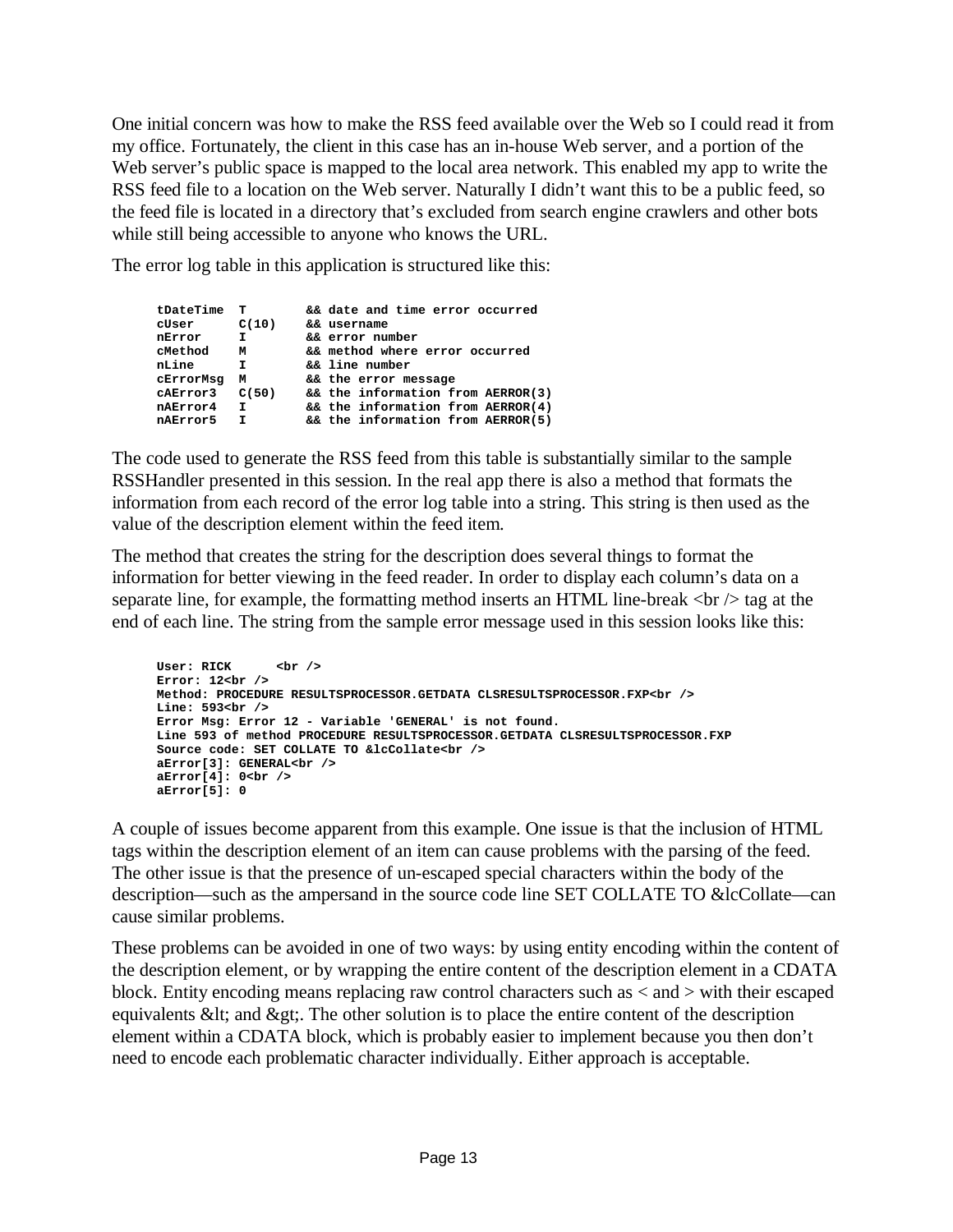One initial concern was how to make the RSS feed available over the Web so I could read it from my office. Fortunately, the client in this case has an in-house Web server, and a portion of the Web server's public space is mapped to the local area network. This enabled my app to write the RSS feed file to a location on the Web server. Naturally I didn't want this to be a public feed, so the feed file is located in a directory that's excluded from search engine crawlers and other bots while still being accessible to anyone who knows the URL.

The error log table in this application is structured like this:

```
tDateTime  T        && date and time error occurred
cUser      C(10)    && username
nError     I        && error number
cMethod    M        && method where error occurred
nLine      I        && line number
cErrorMsg  M        && the error message
cAError3   C(50)    && the information from AERROR(3)
nAError4   I        && the information from AERROR(4)
nAError5   I        && the information from AERROR(5)
```

The code used to generate the RSS feed from this table is substantially similar to the sample RSSHandler presented in this session. In the real app there is also a method that formats the information from each record of the error log table into a string. This string is then used as the value of the description element within the feed item.

The method that creates the string for the description does several things to format the information for better viewing in the feed reader. In order to display each column's data on a separate line, for example, the formatting method inserts an HTML line-break <br /> tag at the end of each line. The string from the sample error message used in this session looks like this:

```
User: RICK      <br />
Error: 12<br />
Method: PROCEDURE RESULTSPROCESSOR.GETDATA CLSRESULTSPROCESSOR.FXP<br />
Line: 593<br />
Error Msg: Error 12 - Variable 'GENERAL' is not found.
Line 593 of method PROCEDURE RESULTSPROCESSOR.GETDATA CLSRESULTSPROCESSOR.FXP
Source code: SET COLLATE TO &lcCollate<br />
aError[3]: GENERAL<br />
aError[4]: 0<br />
aError[5]: 0
```

A couple of issues become apparent from this example. One issue is that the inclusion of HTML tags within the description element of an item can cause problems with the parsing of the feed. The other issue is that the presence of un-escaped special characters within the body of the description—such as the ampersand in the source code line SET COLLATE TO &lcCollate—can cause similar problems.

These problems can be avoided in one of two ways: by using entity encoding within the content of the description element, or by wrapping the entire content of the description element in a CDATA block. Entity encoding means replacing raw control characters such as < and > with their escaped equivalents &lt; and &gt;. The other solution is to place the entire content of the description element within a CDATA block, which is probably easier to implement because you then don't need to encode each problematic character individually. Either approach is acceptable.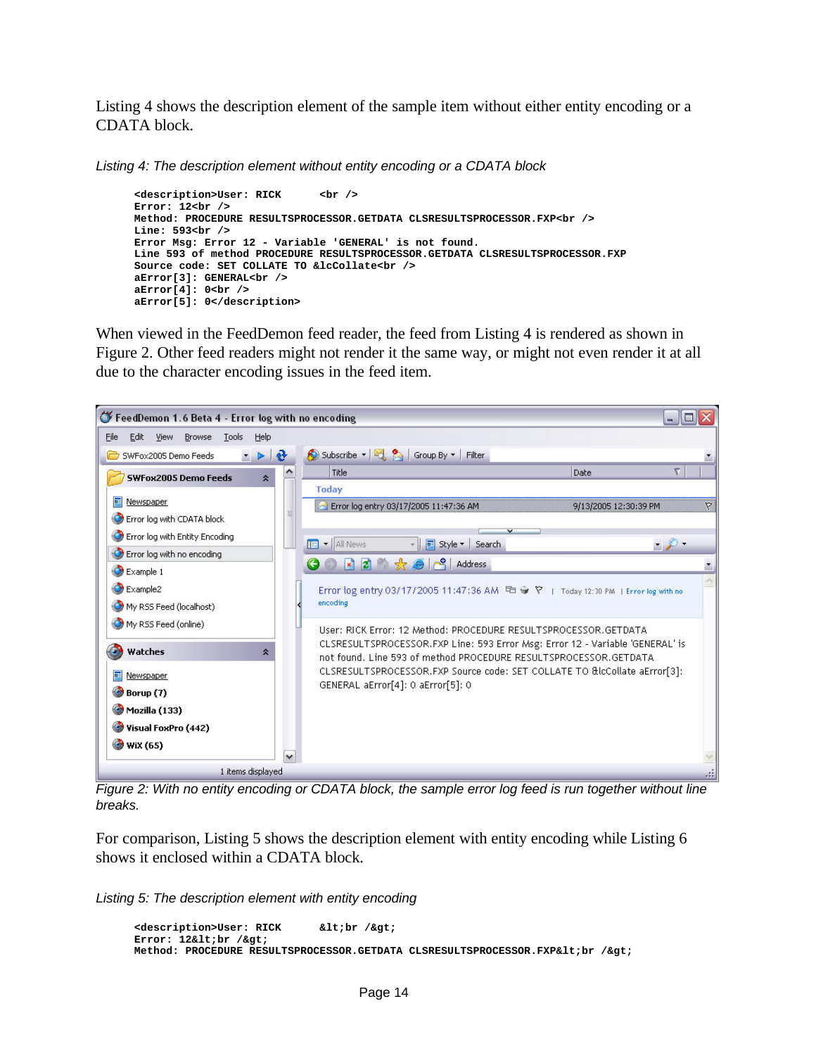Listing 4 shows the description element of the sample item without either entity encoding or a CDATA block.

*Listing 4: The description element without entity encoding or a CDATA block*

```
<description>User: RICK      <br />
Error: 12<br />
Method: PROCEDURE RESULTSPROCESSOR.GETDATA CLSRESULTSPROCESSOR.FXP<br />
Line: 593<br />
Error Msg: Error 12 - Variable 'GENERAL' is not found.
Line 593 of method PROCEDURE RESULTSPROCESSOR.GETDATA CLSRESULTSPROCESSOR.FXP
Source code: SET COLLATE TO &lcCollate<br />
aError[3]: GENERAL<br />
aError[4]: 0<br />
aError[5]: 0</description>
```

When viewed in the FeedDemon feed reader, the feed from Listing 4 is rendered as shown in Figure 2. Other feed readers might not render it the same way, or might not even render it at all due to the character encoding issues in the feed item.

*Figure 2: With no entity encoding or CDATA block, the sample error log feed is run together without line breaks.*

For comparison, Listing 5 shows the description element with entity encoding while Listing 6 shows it enclosed within a CDATA block.

*Listing 5: The description element with entity encoding*

```
<description>User: RICK      &lt;br /&gt;
Error: 12&lt;br /&gt;
Method: PROCEDURE RESULTSPROCESSOR.GETDATA CLSRESULTSPROCESSOR.FXP&lt;br /&gt;
```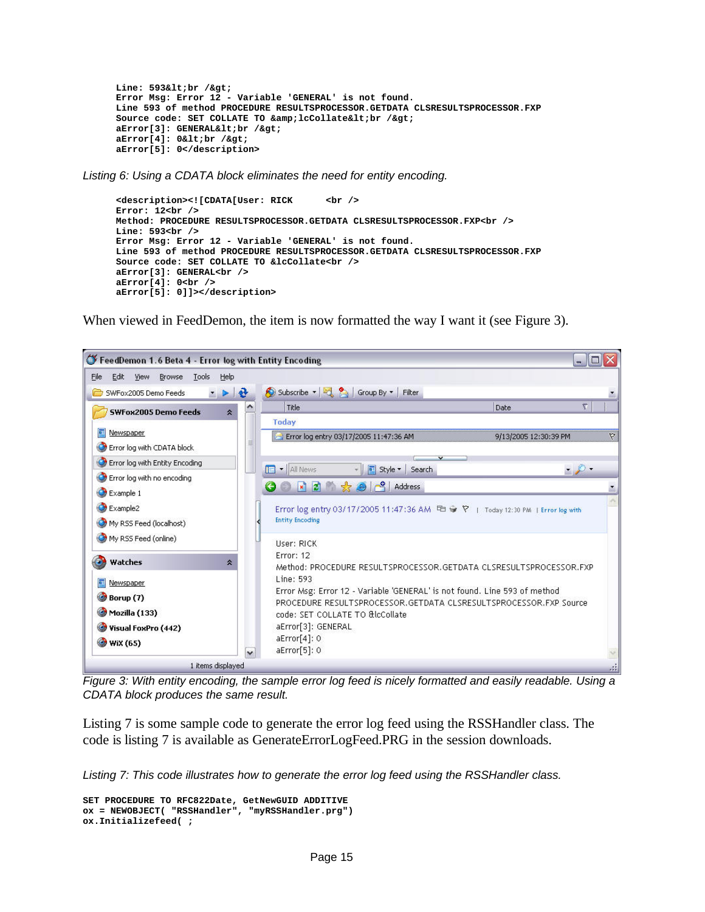```
Line: 593&lt;br /&gt;
Error Msg: Error 12 - Variable 'GENERAL' is not found.
Line 593 of method PROCEDURE RESULTSPROCESSOR.GETDATA CLSRESULTSPROCESSOR.FXP
Source code: SET COLLATE TO &amp;lcCollate&lt;br /&gt;
aError[3]: GENERAL&lt;br /&gt;
aError[4]: 0&lt;br /&gt;
aError[5]: 0</description>
```

*Listing 6: Using a CDATA block eliminates the need for entity encoding.*

```
<description><![CDATA[User: RICK      <br />
Error: 12<br />
Method: PROCEDURE RESULTSPROCESSOR.GETDATA CLSRESULTSPROCESSOR.FXP<br />
Line: 593<br />
Error Msg: Error 12 - Variable 'GENERAL' is not found.
Line 593 of method PROCEDURE RESULTSPROCESSOR.GETDATA CLSRESULTSPROCESSOR.FXP
Source code: SET COLLATE TO &lcCollate<br />
aError[3]: GENERAL<br />
aError[4]: 0<br />
aError[5]: 0]]></description>
```

When viewed in FeedDemon, the item is now formatted the way I want it (see Figure 3).

*Figure 3: With entity encoding, the sample error log feed is nicely formatted and easily readable. Using a CDATA block produces the same result.*

Listing 7 is some sample code to generate the error log feed using the RSSHandler class. The code is listing 7 is available as GenerateErrorLogFeed.PRG in the session downloads.

*Listing 7: This code illustrates how to generate the error log feed using the RSSHandler class.*

```
SET PROCEDURE TO RFC822Date, GetNewGUID ADDITIVE
ox = NEWOBJECT( "RSSHandler", "myRSSHandler.prg")
ox.Initializefeed( ;
```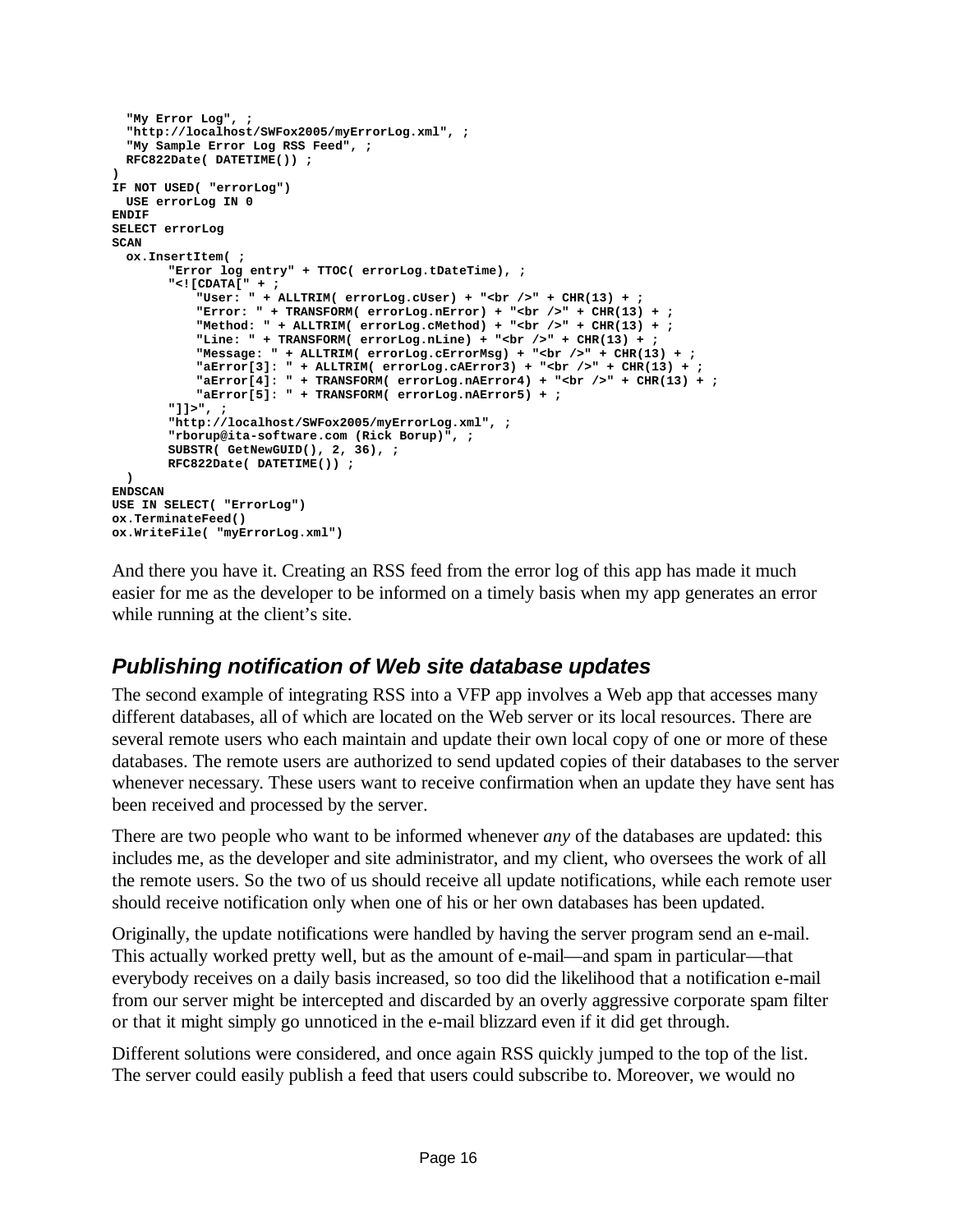```
  "My Error Log", ;
  "http://localhost/SWFox2005/myErrorLog.xml", ;
  "My Sample Error Log RSS Feed", ;
  RFC822Date( DATETIME()) ;
)
IF NOT USED( "errorLog")
  USE errorLog IN 0
ENDIF
SELECT errorLog
SCAN
  ox.InsertItem( ;
        "Error log entry" + TTOC( errorLog.tDateTime), ;
        "<![CDATA[" + ;
            "User: " + ALLTRIM( errorLog.cUser) + "<br />" + CHR(13) + ;
            "Error: " + TRANSFORM( errorLog.nError) + "<br />" + CHR(13) + ;
            "Method: " + ALLTRIM( errorLog.cMethod) + "<br />" + CHR(13) + ;
            "Line: " + TRANSFORM( errorLog.nLine) + "<br />" + CHR(13) + ;
            "Message: " + ALLTRIM( errorLog.cErrorMsg) + "<br />" + CHR(13) + ;
            "aError[3]: " + ALLTRIM( errorLog.cAError3) + "<br />" + CHR(13) + ;
            "aError[4]: " + TRANSFORM( errorLog.nAError4) + "<br />" + CHR(13) + ;
            "aError[5]: " + TRANSFORM( errorLog.nAError5) + ;
        "]]>", ;
        "http://localhost/SWFox2005/myErrorLog.xml", ;
        "rborup@ita-software.com (Rick Borup)", ;
        SUBSTR( GetNewGUID(), 2, 36), ;
        RFC822Date( DATETIME()) ;
  )
ENDSCAN
USE IN SELECT( "ErrorLog")
ox.TerminateFeed()
ox.WriteFile( "myErrorLog.xml")
```

And there you have it. Creating an RSS feed from the error log of this app has made it much easier for me as the developer to be informed on a timely basis when my app generates an error while running at the client's site.

## *Publishing notification of Web site database updates*

The second example of integrating RSS into a VFP app involves a Web app that accesses many different databases, all of which are located on the Web server or its local resources. There are several remote users who each maintain and update their own local copy of one or more of these databases. The remote users are authorized to send updated copies of their databases to the server whenever necessary. These users want to receive confirmation when an update they have sent has been received and processed by the server.

There are two people who want to be informed whenever *any* of the databases are updated: this includes me, as the developer and site administrator, and my client, who oversees the work of all the remote users. So the two of us should receive all update notifications, while each remote user should receive notification only when one of his or her own databases has been updated.

Originally, the update notifications were handled by having the server program send an e-mail. This actually worked pretty well, but as the amount of e-mail—and spam in particular—that everybody receives on a daily basis increased, so too did the likelihood that a notification e-mail from our server might be intercepted and discarded by an overly aggressive corporate spam filter or that it might simply go unnoticed in the e-mail blizzard even if it did get through.

Different solutions were considered, and once again RSS quickly jumped to the top of the list. The server could easily publish a feed that users could subscribe to. Moreover, we would no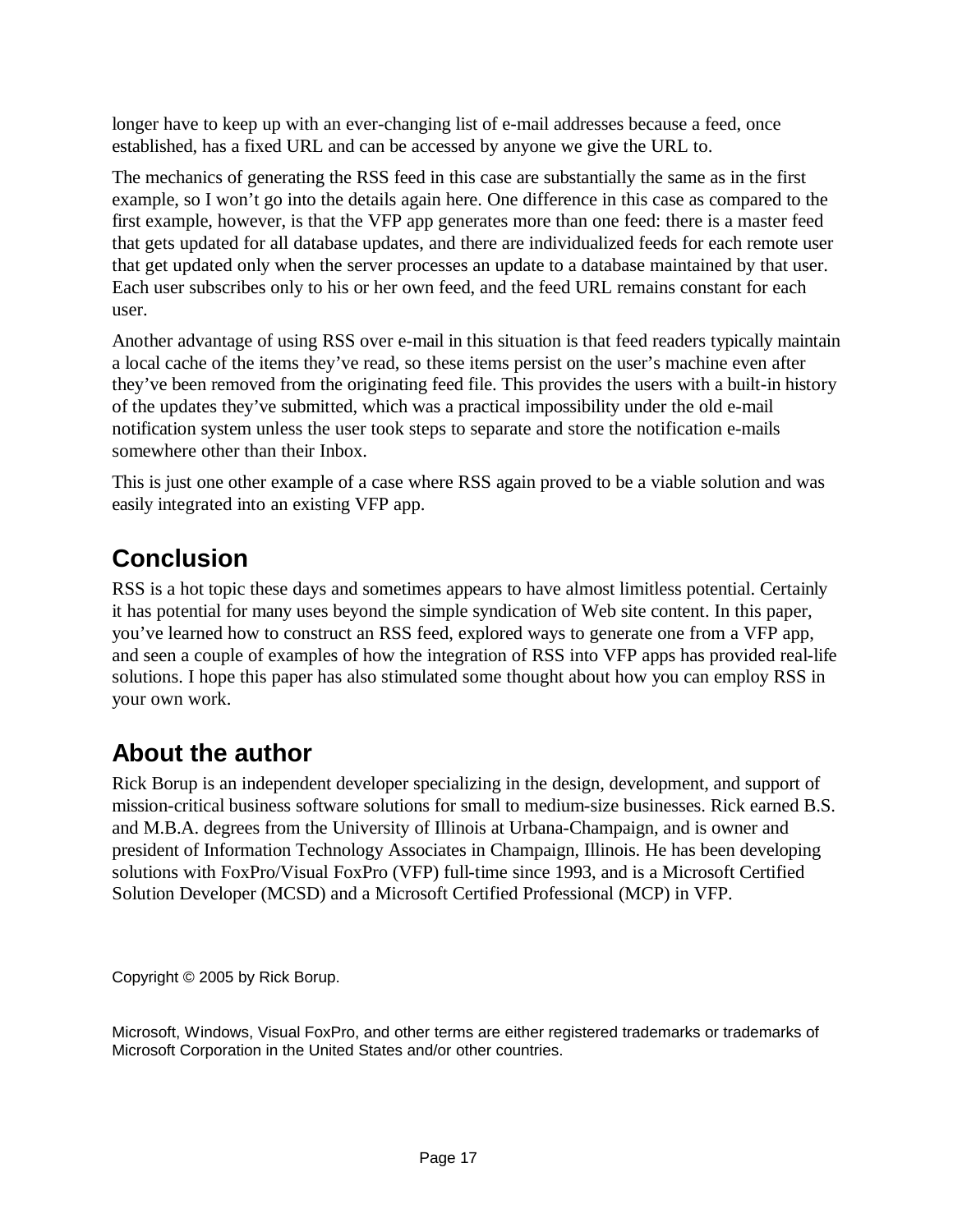longer have to keep up with an ever-changing list of e-mail addresses because a feed, once established, has a fixed URL and can be accessed by anyone we give the URL to.

The mechanics of generating the RSS feed in this case are substantially the same as in the first example, so I won't go into the details again here. One difference in this case as compared to the first example, however, is that the VFP app generates more than one feed: there is a master feed that gets updated for all database updates, and there are individualized feeds for each remote user that get updated only when the server processes an update to a database maintained by that user. Each user subscribes only to his or her own feed, and the feed URL remains constant for each user.

Another advantage of using RSS over e-mail in this situation is that feed readers typically maintain a local cache of the items they've read, so these items persist on the user's machine even after they've been removed from the originating feed file. This provides the users with a built-in history of the updates they've submitted, which was a practical impossibility under the old e-mail notification system unless the user took steps to separate and store the notification e-mails somewhere other than their Inbox.

This is just one other example of a case where RSS again proved to be a viable solution and was easily integrated into an existing VFP app.

## Conclusion

RSS is a hot topic these days and sometimes appears to have almost limitless potential. Certainly it has potential for many uses beyond the simple syndication of Web site content. In this paper, you've learned how to construct an RSS feed, explored ways to generate one from a VFP app, and seen a couple of examples of how the integration of RSS into VFP apps has provided real-life solutions. I hope this paper has also stimulated some thought about how you can employ RSS in your own work.

## About the author

Rick Borup is an independent developer specializing in the design, development, and support of mission-critical business software solutions for small to medium-size businesses. Rick earned B.S. and M.B.A. degrees from the University of Illinois at Urbana-Champaign, and is owner and president of Information Technology Associates in Champaign, Illinois. He has been developing solutions with FoxPro/Visual FoxPro (VFP) full-time since 1993, and is a Microsoft Certified Solution Developer (MCSD) and a Microsoft Certified Professional (MCP) in VFP.

Copyright © 2005 by Rick Borup.

Microsoft, Windows, Visual FoxPro, and other terms are either registered trademarks or trademarks of Microsoft Corporation in the United States and/or other countries.